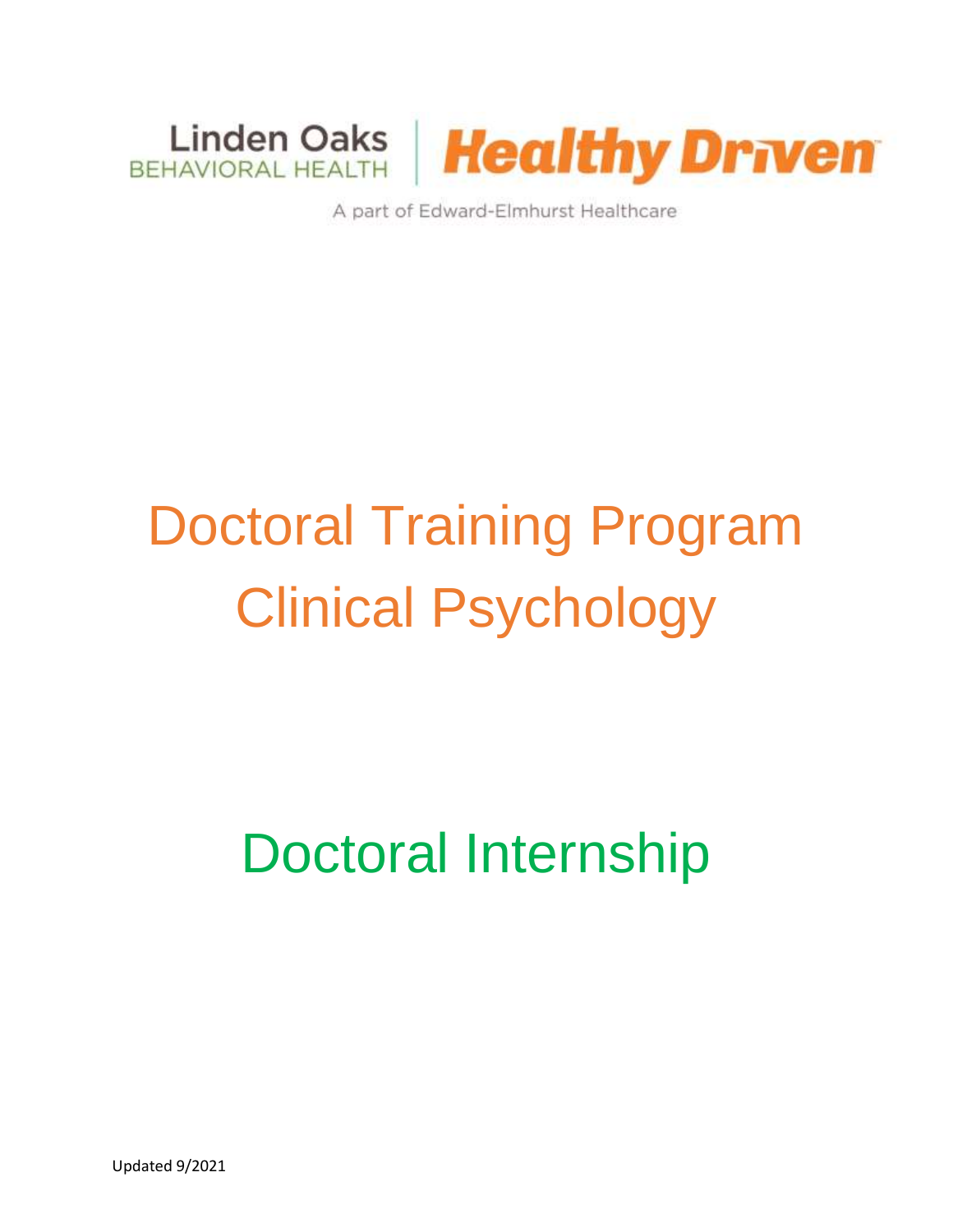Linden Oaks
BEHAVIORAL HEALTH

Healthy Driven

A part of Edward-Elmhurst Healthcare

# Doctoral Training Program Clinical Psychology

# Doctoral Internship

Updated 9/2021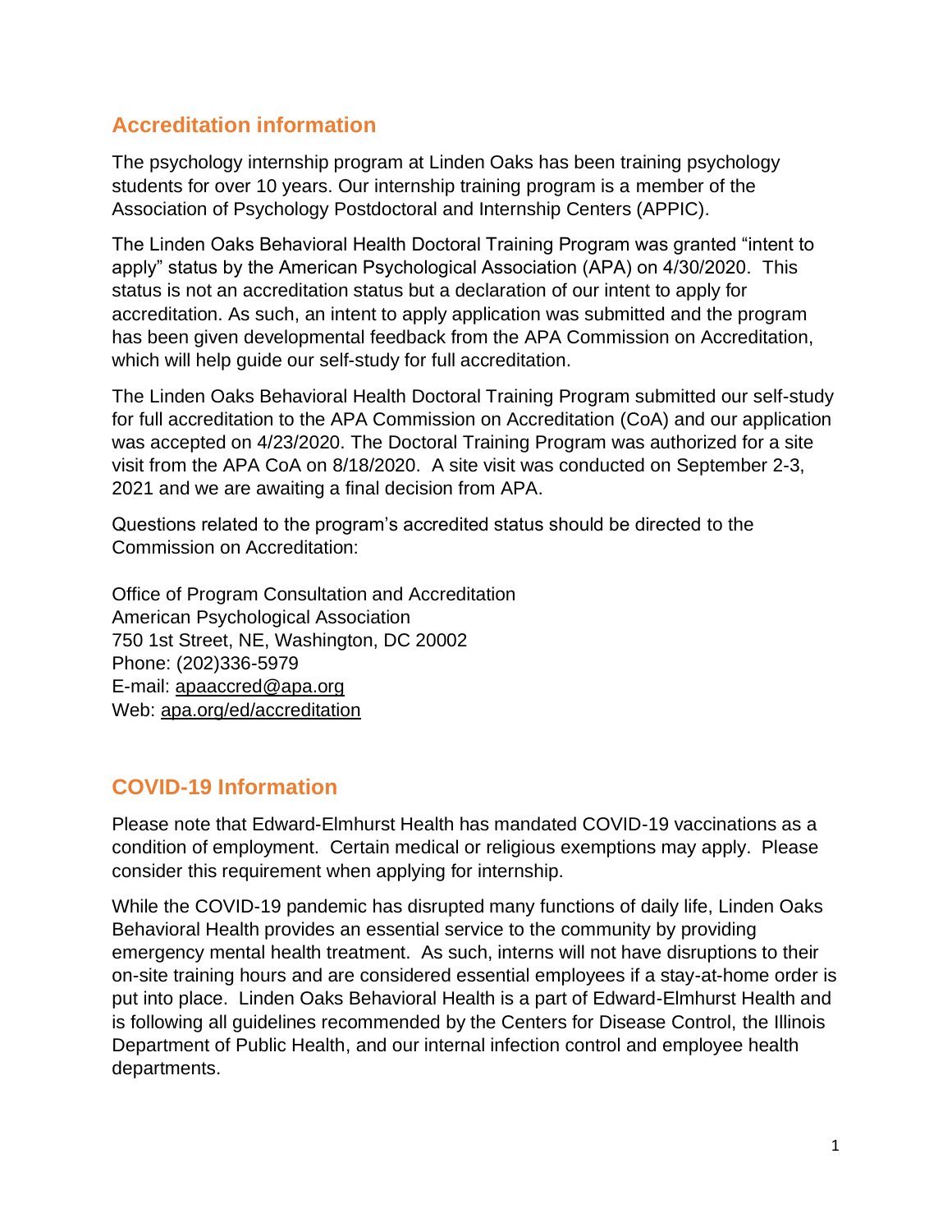## Accreditation information

The psychology internship program at Linden Oaks has been training psychology students for over 10 years. Our internship training program is a member of the Association of Psychology Postdoctoral and Internship Centers (APPIC).

The Linden Oaks Behavioral Health Doctoral Training Program was granted "intent to apply" status by the American Psychological Association (APA) on 4/30/2020. This status is not an accreditation status but a declaration of our intent to apply for accreditation. As such, an intent to apply application was submitted and the program has been given developmental feedback from the APA Commission on Accreditation, which will help guide our self-study for full accreditation.

The Linden Oaks Behavioral Health Doctoral Training Program submitted our self-study for full accreditation to the APA Commission on Accreditation (CoA) and our application was accepted on 4/23/2020. The Doctoral Training Program was authorized for a site visit from the APA CoA on 8/18/2020. A site visit was conducted on September 2-3, 2021 and we are awaiting a final decision from APA.

Questions related to the program's accredited status should be directed to the Commission on Accreditation:

Office of Program Consultation and Accreditation
American Psychological Association
750 1st Street, NE, Washington, DC 20002
Phone: (202)336-5979
E-mail: apaaccred@apa.org
Web: apa.org/ed/accreditation

## COVID-19 Information

Please note that Edward-Elmhurst Health has mandated COVID-19 vaccinations as a condition of employment. Certain medical or religious exemptions may apply. Please consider this requirement when applying for internship.

While the COVID-19 pandemic has disrupted many functions of daily life, Linden Oaks Behavioral Health provides an essential service to the community by providing emergency mental health treatment. As such, interns will not have disruptions to their on-site training hours and are considered essential employees if a stay-at-home order is put into place. Linden Oaks Behavioral Health is a part of Edward-Elmhurst Health and is following all guidelines recommended by the Centers for Disease Control, the Illinois Department of Public Health, and our internal infection control and employee health departments.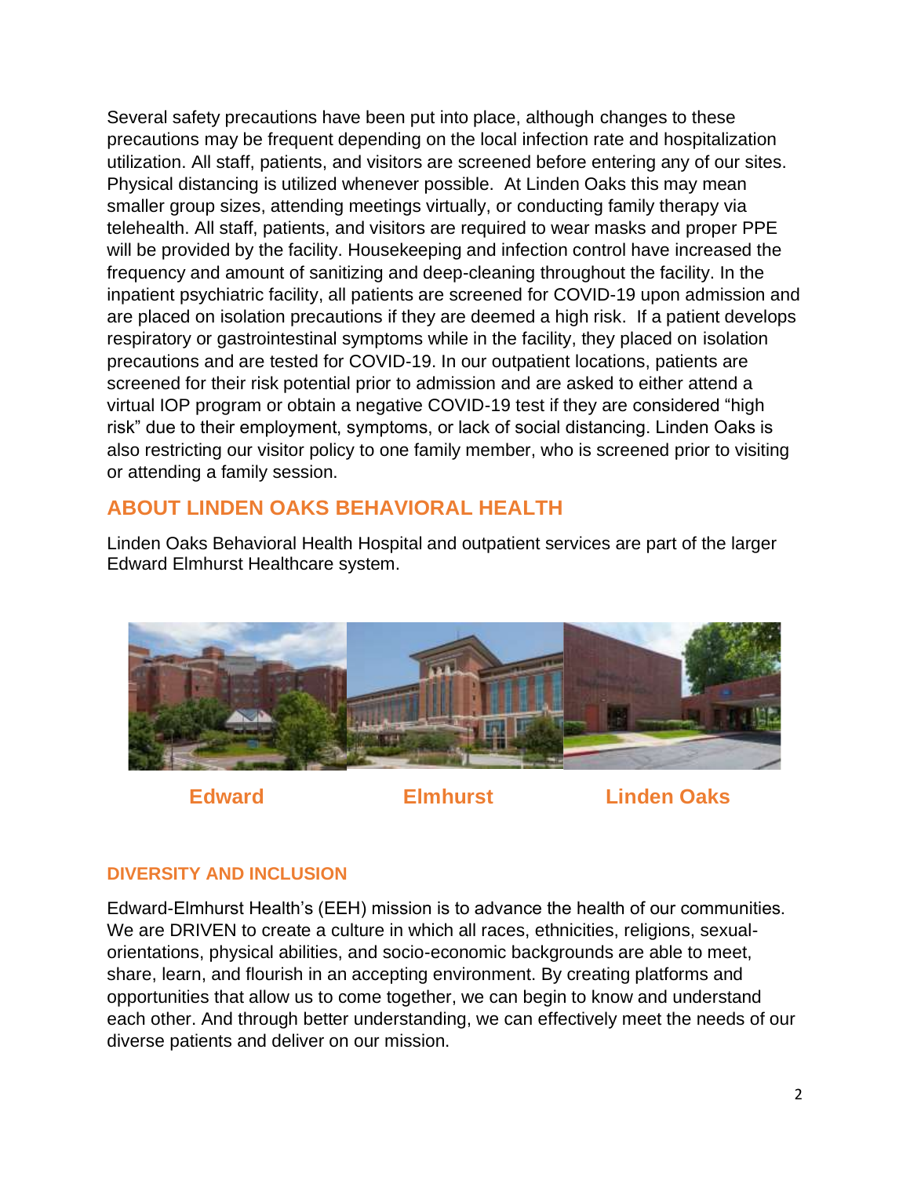Several safety precautions have been put into place, although changes to these precautions may be frequent depending on the local infection rate and hospitalization utilization. All staff, patients, and visitors are screened before entering any of our sites. Physical distancing is utilized whenever possible. At Linden Oaks this may mean smaller group sizes, attending meetings virtually, or conducting family therapy via telehealth. All staff, patients, and visitors are required to wear masks and proper PPE will be provided by the facility. Housekeeping and infection control have increased the frequency and amount of sanitizing and deep-cleaning throughout the facility. In the inpatient psychiatric facility, all patients are screened for COVID-19 upon admission and are placed on isolation precautions if they are deemed a high risk. If a patient develops respiratory or gastrointestinal symptoms while in the facility, they placed on isolation precautions and are tested for COVID-19. In our outpatient locations, patients are screened for their risk potential prior to admission and are asked to either attend a virtual IOP program or obtain a negative COVID-19 test if they are considered "high risk" due to their employment, symptoms, or lack of social distancing. Linden Oaks is also restricting our visitor policy to one family member, who is screened prior to visiting or attending a family session.

## ABOUT LINDEN OAKS BEHAVIORAL HEALTH

Linden Oaks Behavioral Health Hospital and outpatient services are part of the larger Edward Elmhurst Healthcare system.

**Edward** **Elmhurst** **Linden Oaks**

### DIVERSITY AND INCLUSION

Edward-Elmhurst Health's (EEH) mission is to advance the health of our communities. We are DRIVEN to create a culture in which all races, ethnicities, religions, sexual-orientations, physical abilities, and socio-economic backgrounds are able to meet, share, learn, and flourish in an accepting environment. By creating platforms and opportunities that allow us to come together, we can begin to know and understand each other. And through better understanding, we can effectively meet the needs of our diverse patients and deliver on our mission.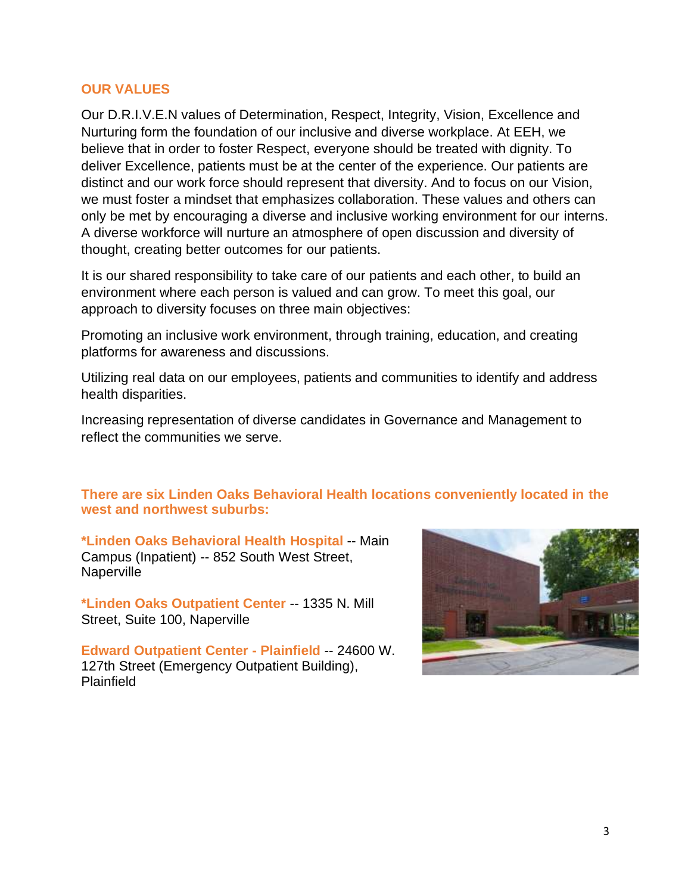## OUR VALUES

Our D.R.I.V.E.N values of Determination, Respect, Integrity, Vision, Excellence and Nurturing form the foundation of our inclusive and diverse workplace. At EEH, we believe that in order to foster Respect, everyone should be treated with dignity. To deliver Excellence, patients must be at the center of the experience. Our patients are distinct and our work force should represent that diversity. And to focus on our Vision, we must foster a mindset that emphasizes collaboration. These values and others can only be met by encouraging a diverse and inclusive working environment for our interns. A diverse workforce will nurture an atmosphere of open discussion and diversity of thought, creating better outcomes for our patients.

It is our shared responsibility to take care of our patients and each other, to build an environment where each person is valued and can grow. To meet this goal, our approach to diversity focuses on three main objectives:

Promoting an inclusive work environment, through training, education, and creating platforms for awareness and discussions.

Utilizing real data on our employees, patients and communities to identify and address health disparities.

Increasing representation of diverse candidates in Governance and Management to reflect the communities we serve.

### There are six Linden Oaks Behavioral Health locations conveniently located in the west and northwest suburbs:

**\*Linden Oaks Behavioral Health Hospital** -- Main Campus (Inpatient) -- 852 South West Street, Naperville

**\*Linden Oaks Outpatient Center** -- 1335 N. Mill Street, Suite 100, Naperville

**Edward Outpatient Center - Plainfield** -- 24600 W. 127th Street (Emergency Outpatient Building), Plainfield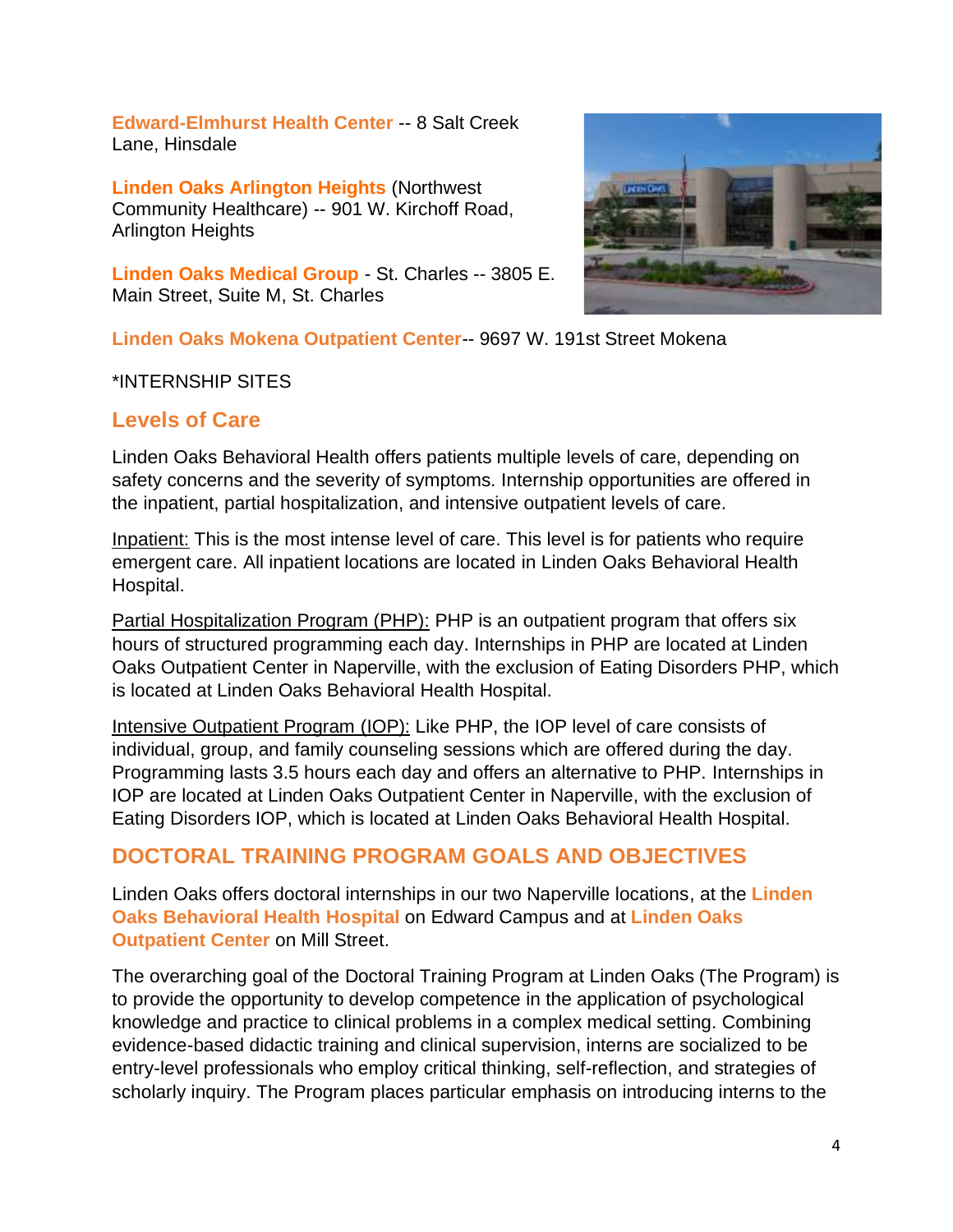**Edward-Elmhurst Health Center** -- 8 Salt Creek Lane, Hinsdale

**Linden Oaks Arlington Heights** (Northwest Community Healthcare) -- 901 W. Kirchoff Road, Arlington Heights

**Linden Oaks Medical Group** - St. Charles -- 3805 E. Main Street, Suite M, St. Charles

**Linden Oaks Mokena Outpatient Center**-- 9697 W. 191st Street Mokena

*INTERNSHIP SITES

## Levels of Care

Linden Oaks Behavioral Health offers patients multiple levels of care, depending on safety concerns and the severity of symptoms. Internship opportunities are offered in the inpatient, partial hospitalization, and intensive outpatient levels of care.

<u>Inpatient:</u> This is the most intense level of care. This level is for patients who require emergent care. All inpatient locations are located in Linden Oaks Behavioral Health Hospital.

<u>Partial Hospitalization Program (PHP):</u> PHP is an outpatient program that offers six hours of structured programming each day. Internships in PHP are located at Linden Oaks Outpatient Center in Naperville, with the exclusion of Eating Disorders PHP, which is located at Linden Oaks Behavioral Health Hospital.

<u>Intensive Outpatient Program (IOP):</u> Like PHP, the IOP level of care consists of individual, group, and family counseling sessions which are offered during the day. Programming lasts 3.5 hours each day and offers an alternative to PHP. Internships in IOP are located at Linden Oaks Outpatient Center in Naperville, with the exclusion of Eating Disorders IOP, which is located at Linden Oaks Behavioral Health Hospital.

## DOCTORAL TRAINING PROGRAM GOALS AND OBJECTIVES

Linden Oaks offers doctoral internships in our two Naperville locations, at the **Linden Oaks Behavioral Health Hospital** on Edward Campus and at **Linden Oaks Outpatient Center** on Mill Street.

The overarching goal of the Doctoral Training Program at Linden Oaks (The Program) is to provide the opportunity to develop competence in the application of psychological knowledge and practice to clinical problems in a complex medical setting. Combining evidence-based didactic training and clinical supervision, interns are socialized to be entry-level professionals who employ critical thinking, self-reflection, and strategies of scholarly inquiry. The Program places particular emphasis on introducing interns to the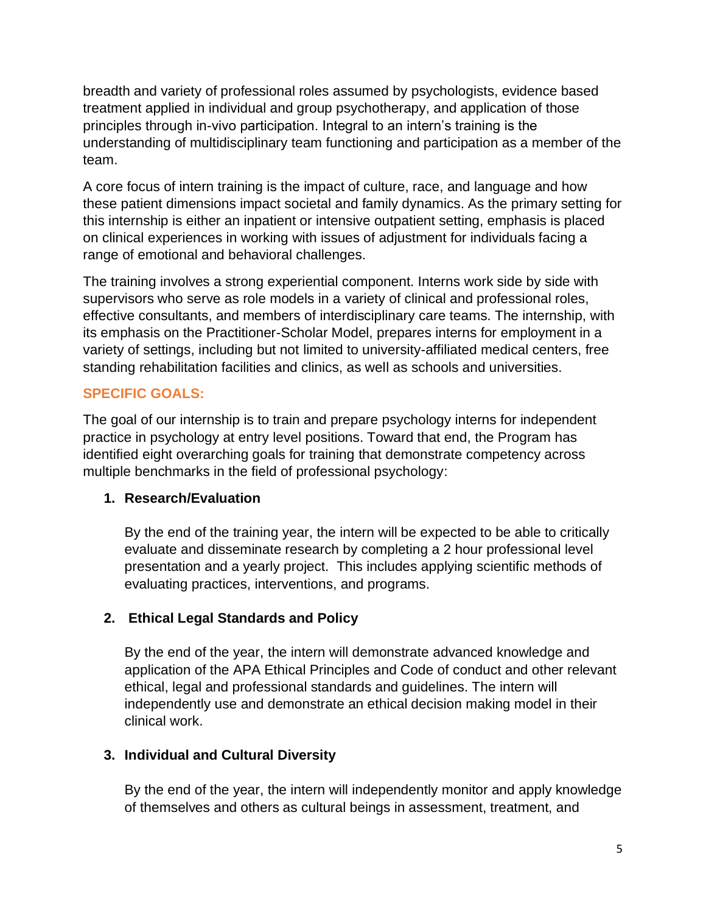breadth and variety of professional roles assumed by psychologists, evidence based treatment applied in individual and group psychotherapy, and application of those principles through in-vivo participation. Integral to an intern's training is the understanding of multidisciplinary team functioning and participation as a member of the team.

A core focus of intern training is the impact of culture, race, and language and how these patient dimensions impact societal and family dynamics. As the primary setting for this internship is either an inpatient or intensive outpatient setting, emphasis is placed on clinical experiences in working with issues of adjustment for individuals facing a range of emotional and behavioral challenges.

The training involves a strong experiential component. Interns work side by side with supervisors who serve as role models in a variety of clinical and professional roles, effective consultants, and members of interdisciplinary care teams. The internship, with its emphasis on the Practitioner-Scholar Model, prepares interns for employment in a variety of settings, including but not limited to university-affiliated medical centers, free standing rehabilitation facilities and clinics, as well as schools and universities.

## SPECIFIC GOALS:

The goal of our internship is to train and prepare psychology interns for independent practice in psychology at entry level positions. Toward that end, the Program has identified eight overarching goals for training that demonstrate competency across multiple benchmarks in the field of professional psychology:

1. **Research/Evaluation**

   By the end of the training year, the intern will be expected to be able to critically evaluate and disseminate research by completing a 2 hour professional level presentation and a yearly project. This includes applying scientific methods of evaluating practices, interventions, and programs.

2. **Ethical Legal Standards and Policy**

   By the end of the year, the intern will demonstrate advanced knowledge and application of the APA Ethical Principles and Code of conduct and other relevant ethical, legal and professional standards and guidelines. The intern will independently use and demonstrate an ethical decision making model in their clinical work.

3. **Individual and Cultural Diversity**

   By the end of the year, the intern will independently monitor and apply knowledge of themselves and others as cultural beings in assessment, treatment, and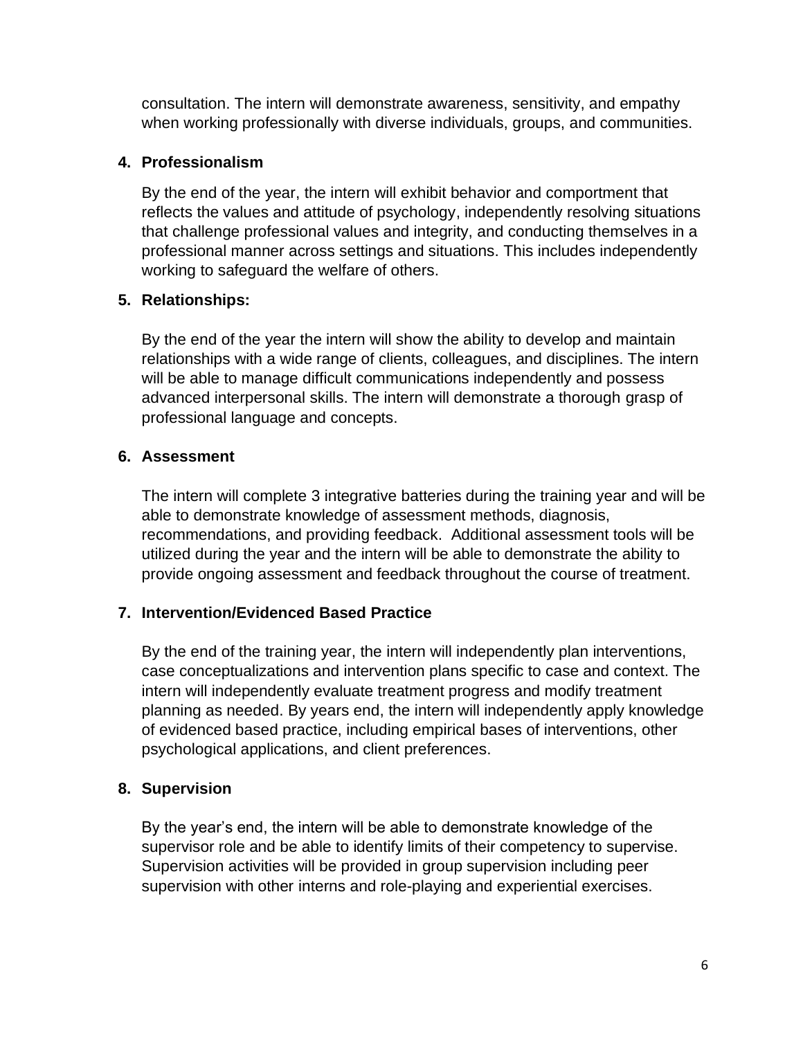consultation. The intern will demonstrate awareness, sensitivity, and empathy when working professionally with diverse individuals, groups, and communities.

4. **Professionalism**

   By the end of the year, the intern will exhibit behavior and comportment that reflects the values and attitude of psychology, independently resolving situations that challenge professional values and integrity, and conducting themselves in a professional manner across settings and situations. This includes independently working to safeguard the welfare of others.

5. **Relationships:**

   By the end of the year the intern will show the ability to develop and maintain relationships with a wide range of clients, colleagues, and disciplines. The intern will be able to manage difficult communications independently and possess advanced interpersonal skills. The intern will demonstrate a thorough grasp of professional language and concepts.

6. **Assessment**

   The intern will complete 3 integrative batteries during the training year and will be able to demonstrate knowledge of assessment methods, diagnosis, recommendations, and providing feedback. Additional assessment tools will be utilized during the year and the intern will be able to demonstrate the ability to provide ongoing assessment and feedback throughout the course of treatment.

7. **Intervention/Evidenced Based Practice**

   By the end of the training year, the intern will independently plan interventions, case conceptualizations and intervention plans specific to case and context. The intern will independently evaluate treatment progress and modify treatment planning as needed. By years end, the intern will independently apply knowledge of evidenced based practice, including empirical bases of interventions, other psychological applications, and client preferences.

8. **Supervision**

   By the year's end, the intern will be able to demonstrate knowledge of the supervisor role and be able to identify limits of their competency to supervise. Supervision activities will be provided in group supervision including peer supervision with other interns and role-playing and experiential exercises.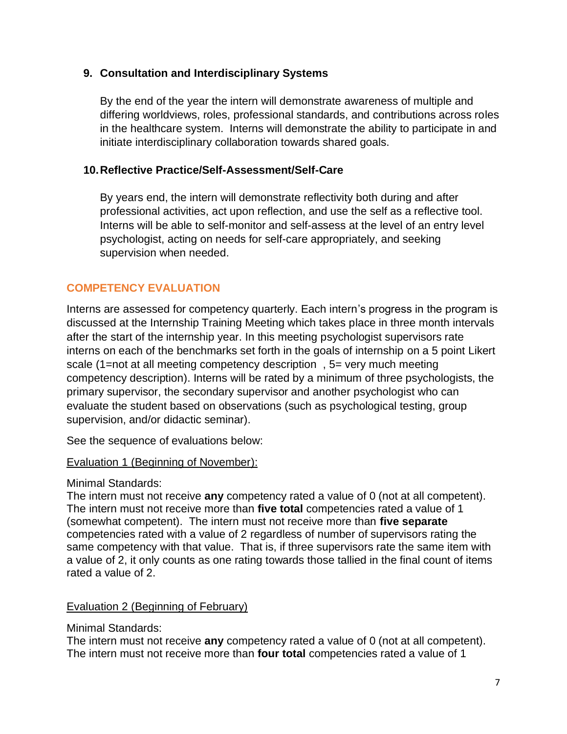### 9. Consultation and Interdisciplinary Systems

By the end of the year the intern will demonstrate awareness of multiple and differing worldviews, roles, professional standards, and contributions across roles in the healthcare system. Interns will demonstrate the ability to participate in and initiate interdisciplinary collaboration towards shared goals.

### 10. Reflective Practice/Self-Assessment/Self-Care

By years end, the intern will demonstrate reflectivity both during and after professional activities, act upon reflection, and use the self as a reflective tool. Interns will be able to self-monitor and self-assess at the level of an entry level psychologist, acting on needs for self-care appropriately, and seeking supervision when needed.

## COMPETENCY EVALUATION

Interns are assessed for competency quarterly. Each intern's progress in the program is discussed at the Internship Training Meeting which takes place in three month intervals after the start of the internship year. In this meeting psychologist supervisors rate interns on each of the benchmarks set forth in the goals of internship on a 5 point Likert scale (1=not at all meeting competency description , 5= very much meeting competency description). Interns will be rated by a minimum of three psychologists, the primary supervisor, the secondary supervisor and another psychologist who can evaluate the student based on observations (such as psychological testing, group supervision, and/or didactic seminar).

See the sequence of evaluations below:

Evaluation 1 (Beginning of November):

Minimal Standards:
The intern must not receive **any** competency rated a value of 0 (not at all competent). The intern must not receive more than **five total** competencies rated a value of 1 (somewhat competent). The intern must not receive more than **five separate** competencies rated with a value of 2 regardless of number of supervisors rating the same competency with that value. That is, if three supervisors rate the same item with a value of 2, it only counts as one rating towards those tallied in the final count of items rated a value of 2.

Evaluation 2 (Beginning of February)

Minimal Standards:
The intern must not receive **any** competency rated a value of 0 (not at all competent). The intern must not receive more than **four total** competencies rated a value of 1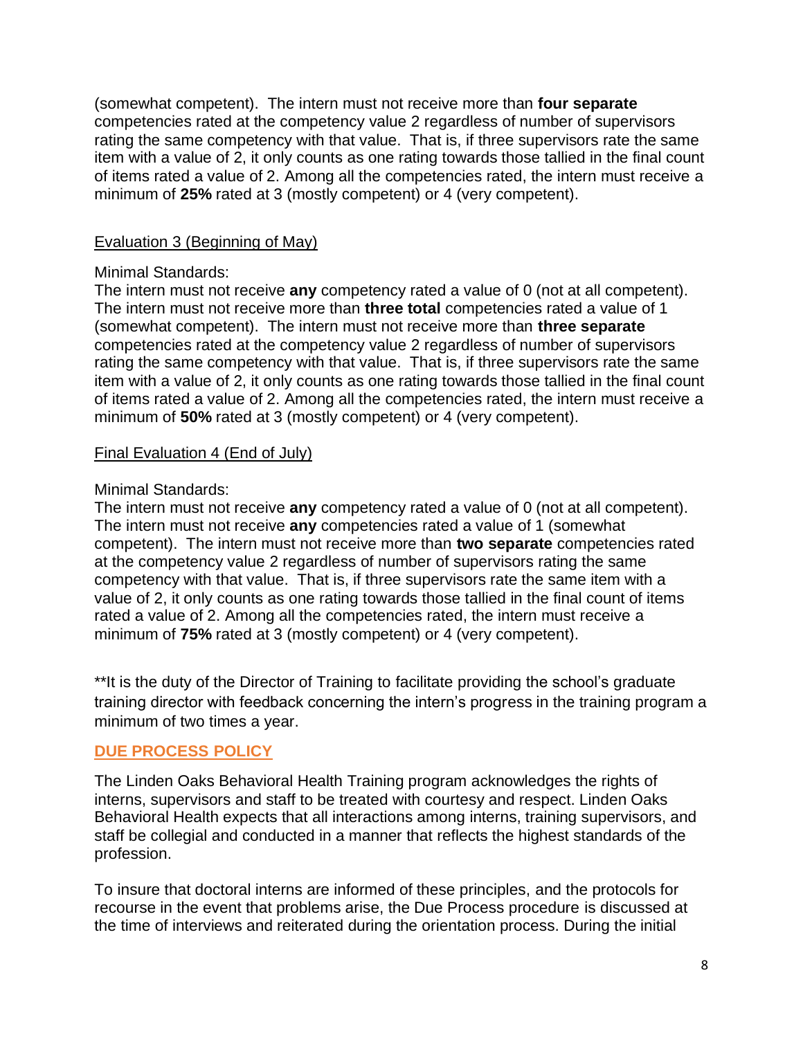(somewhat competent). The intern must not receive more than **four separate** competencies rated at the competency value 2 regardless of number of supervisors rating the same competency with that value. That is, if three supervisors rate the same item with a value of 2, it only counts as one rating towards those tallied in the final count of items rated a value of 2. Among all the competencies rated, the intern must receive a minimum of **25%** rated at 3 (mostly competent) or 4 (very competent).

<u>Evaluation 3 (Beginning of May)</u>

Minimal Standards:
The intern must not receive **any** competency rated a value of 0 (not at all competent). The intern must not receive more than **three total** competencies rated a value of 1 (somewhat competent). The intern must not receive more than **three separate** competencies rated at the competency value 2 regardless of number of supervisors rating the same competency with that value. That is, if three supervisors rate the same item with a value of 2, it only counts as one rating towards those tallied in the final count of items rated a value of 2. Among all the competencies rated, the intern must receive a minimum of **50%** rated at 3 (mostly competent) or 4 (very competent).

<u>Final Evaluation 4 (End of July)</u>

Minimal Standards:
The intern must not receive **any** competency rated a value of 0 (not at all competent). The intern must not receive **any** competencies rated a value of 1 (somewhat competent). The intern must not receive more than **two separate** competencies rated at the competency value 2 regardless of number of supervisors rating the same competency with that value. That is, if three supervisors rate the same item with a value of 2, it only counts as one rating towards those tallied in the final count of items rated a value of 2. Among all the competencies rated, the intern must receive a minimum of **75%** rated at 3 (mostly competent) or 4 (very competent).

**It is the duty of the Director of Training to facilitate providing the school's graduate training director with feedback concerning the intern's progress in the training program a minimum of two times a year.

## DUE PROCESS POLICY

The Linden Oaks Behavioral Health Training program acknowledges the rights of interns, supervisors and staff to be treated with courtesy and respect. Linden Oaks Behavioral Health expects that all interactions among interns, training supervisors, and staff be collegial and conducted in a manner that reflects the highest standards of the profession.

To insure that doctoral interns are informed of these principles, and the protocols for recourse in the event that problems arise, the Due Process procedure is discussed at the time of interviews and reiterated during the orientation process. During the initial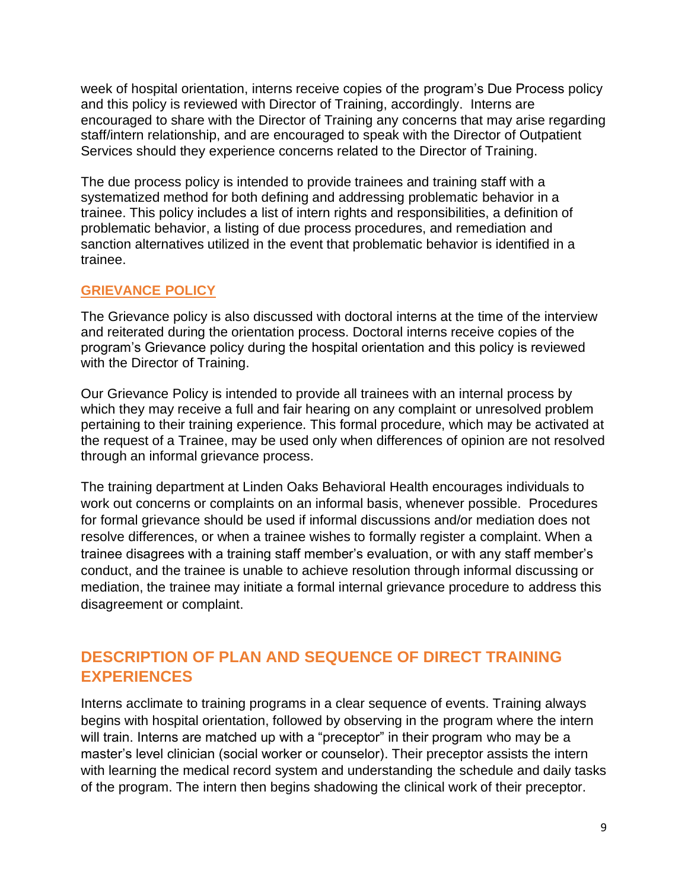week of hospital orientation, interns receive copies of the program's Due Process policy and this policy is reviewed with Director of Training, accordingly. Interns are encouraged to share with the Director of Training any concerns that may arise regarding staff/intern relationship, and are encouraged to speak with the Director of Outpatient Services should they experience concerns related to the Director of Training.

The due process policy is intended to provide trainees and training staff with a systematized method for both defining and addressing problematic behavior in a trainee. This policy includes a list of intern rights and responsibilities, a definition of problematic behavior, a listing of due process procedures, and remediation and sanction alternatives utilized in the event that problematic behavior is identified in a trainee.

### GRIEVANCE POLICY

The Grievance policy is also discussed with doctoral interns at the time of the interview and reiterated during the orientation process. Doctoral interns receive copies of the program's Grievance policy during the hospital orientation and this policy is reviewed with the Director of Training.

Our Grievance Policy is intended to provide all trainees with an internal process by which they may receive a full and fair hearing on any complaint or unresolved problem pertaining to their training experience. This formal procedure, which may be activated at the request of a Trainee, may be used only when differences of opinion are not resolved through an informal grievance process.

The training department at Linden Oaks Behavioral Health encourages individuals to work out concerns or complaints on an informal basis, whenever possible. Procedures for formal grievance should be used if informal discussions and/or mediation does not resolve differences, or when a trainee wishes to formally register a complaint. When a trainee disagrees with a training staff member's evaluation, or with any staff member's conduct, and the trainee is unable to achieve resolution through informal discussing or mediation, the trainee may initiate a formal internal grievance procedure to address this disagreement or complaint.

## DESCRIPTION OF PLAN AND SEQUENCE OF DIRECT TRAINING EXPERIENCES

Interns acclimate to training programs in a clear sequence of events. Training always begins with hospital orientation, followed by observing in the program where the intern will train. Interns are matched up with a "preceptor" in their program who may be a master's level clinician (social worker or counselor). Their preceptor assists the intern with learning the medical record system and understanding the schedule and daily tasks of the program. The intern then begins shadowing the clinical work of their preceptor.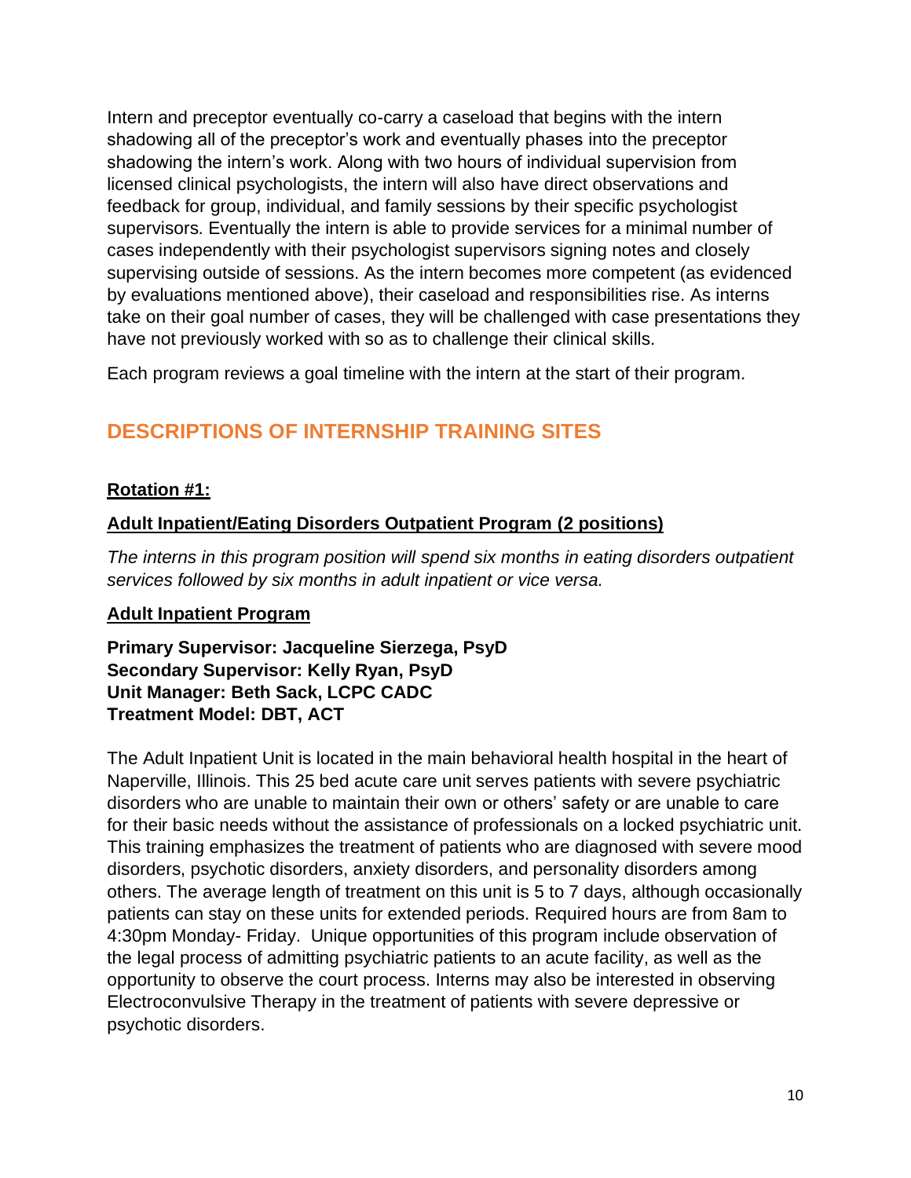Intern and preceptor eventually co-carry a caseload that begins with the intern shadowing all of the preceptor's work and eventually phases into the preceptor shadowing the intern's work. Along with two hours of individual supervision from licensed clinical psychologists, the intern will also have direct observations and feedback for group, individual, and family sessions by their specific psychologist supervisors. Eventually the intern is able to provide services for a minimal number of cases independently with their psychologist supervisors signing notes and closely supervising outside of sessions. As the intern becomes more competent (as evidenced by evaluations mentioned above), their caseload and responsibilities rise. As interns take on their goal number of cases, they will be challenged with case presentations they have not previously worked with so as to challenge their clinical skills.

Each program reviews a goal timeline with the intern at the start of their program.

## DESCRIPTIONS OF INTERNSHIP TRAINING SITES

### Rotation #1:

### Adult Inpatient/Eating Disorders Outpatient Program (2 positions)

*The interns in this program position will spend six months in eating disorders outpatient services followed by six months in adult inpatient or vice versa.*

### Adult Inpatient Program

**Primary Supervisor: Jacqueline Sierzega, PsyD**
**Secondary Supervisor: Kelly Ryan, PsyD**
**Unit Manager: Beth Sack, LCPC CADC**
**Treatment Model: DBT, ACT**

The Adult Inpatient Unit is located in the main behavioral health hospital in the heart of Naperville, Illinois. This 25 bed acute care unit serves patients with severe psychiatric disorders who are unable to maintain their own or others' safety or are unable to care for their basic needs without the assistance of professionals on a locked psychiatric unit. This training emphasizes the treatment of patients who are diagnosed with severe mood disorders, psychotic disorders, anxiety disorders, and personality disorders among others. The average length of treatment on this unit is 5 to 7 days, although occasionally patients can stay on these units for extended periods. Required hours are from 8am to 4:30pm Monday- Friday. Unique opportunities of this program include observation of the legal process of admitting psychiatric patients to an acute facility, as well as the opportunity to observe the court process. Interns may also be interested in observing Electroconvulsive Therapy in the treatment of patients with severe depressive or psychotic disorders.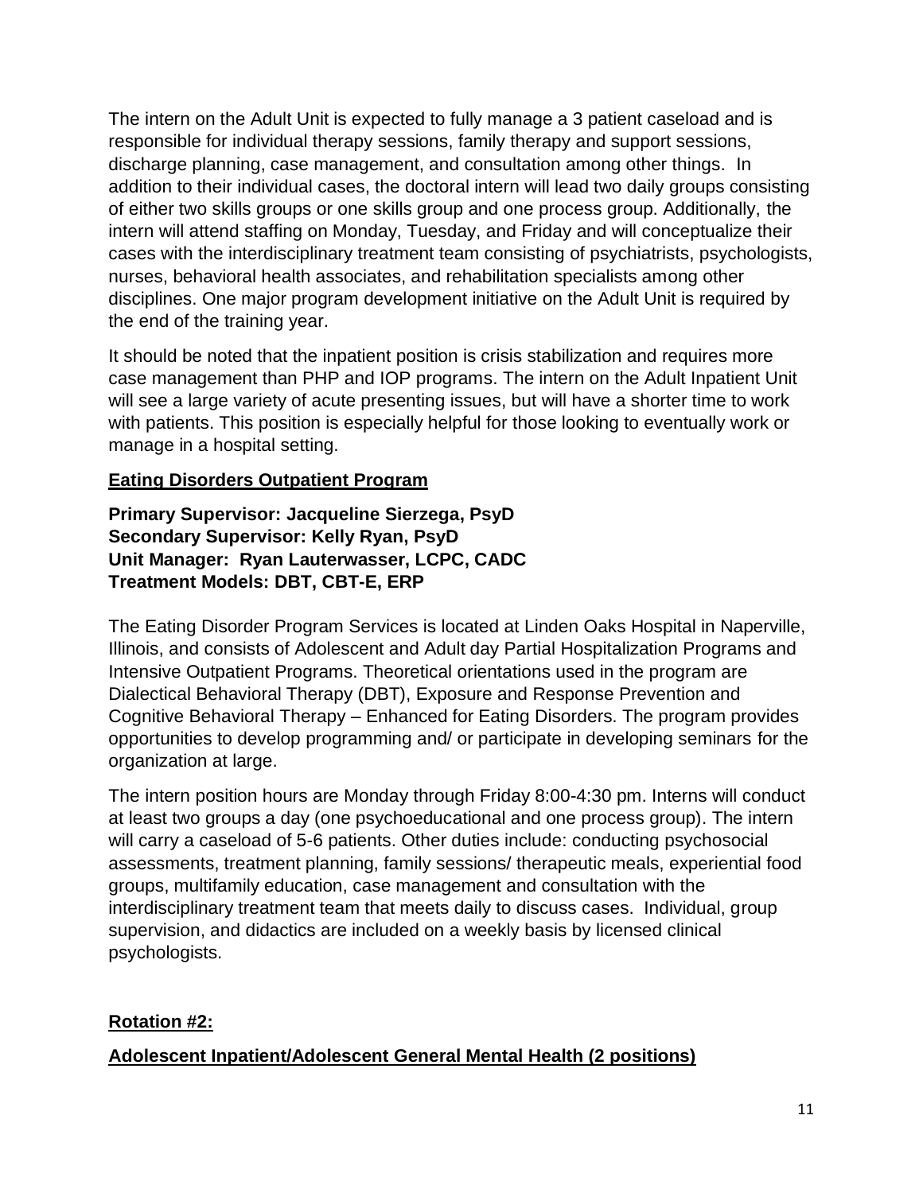The intern on the Adult Unit is expected to fully manage a 3 patient caseload and is responsible for individual therapy sessions, family therapy and support sessions, discharge planning, case management, and consultation among other things. In addition to their individual cases, the doctoral intern will lead two daily groups consisting of either two skills groups or one skills group and one process group. Additionally, the intern will attend staffing on Monday, Tuesday, and Friday and will conceptualize their cases with the interdisciplinary treatment team consisting of psychiatrists, psychologists, nurses, behavioral health associates, and rehabilitation specialists among other disciplines. One major program development initiative on the Adult Unit is required by the end of the training year.

It should be noted that the inpatient position is crisis stabilization and requires more case management than PHP and IOP programs. The intern on the Adult Inpatient Unit will see a large variety of acute presenting issues, but will have a shorter time to work with patients. This position is especially helpful for those looking to eventually work or manage in a hospital setting.

**Eating Disorders Outpatient Program**

**Primary Supervisor: Jacqueline Sierzega, PsyD**
**Secondary Supervisor: Kelly Ryan, PsyD**
**Unit Manager: Ryan Lauterwasser, LCPC, CADC**
**Treatment Models: DBT, CBT-E, ERP**

The Eating Disorder Program Services is located at Linden Oaks Hospital in Naperville, Illinois, and consists of Adolescent and Adult day Partial Hospitalization Programs and Intensive Outpatient Programs. Theoretical orientations used in the program are Dialectical Behavioral Therapy (DBT), Exposure and Response Prevention and Cognitive Behavioral Therapy – Enhanced for Eating Disorders. The program provides opportunities to develop programming and/ or participate in developing seminars for the organization at large.

The intern position hours are Monday through Friday 8:00-4:30 pm. Interns will conduct at least two groups a day (one psychoeducational and one process group). The intern will carry a caseload of 5-6 patients. Other duties include: conducting psychosocial assessments, treatment planning, family sessions/ therapeutic meals, experiential food groups, multifamily education, case management and consultation with the interdisciplinary treatment team that meets daily to discuss cases. Individual, group supervision, and didactics are included on a weekly basis by licensed clinical psychologists.

**Rotation #2:**

**Adolescent Inpatient/Adolescent General Mental Health (2 positions)**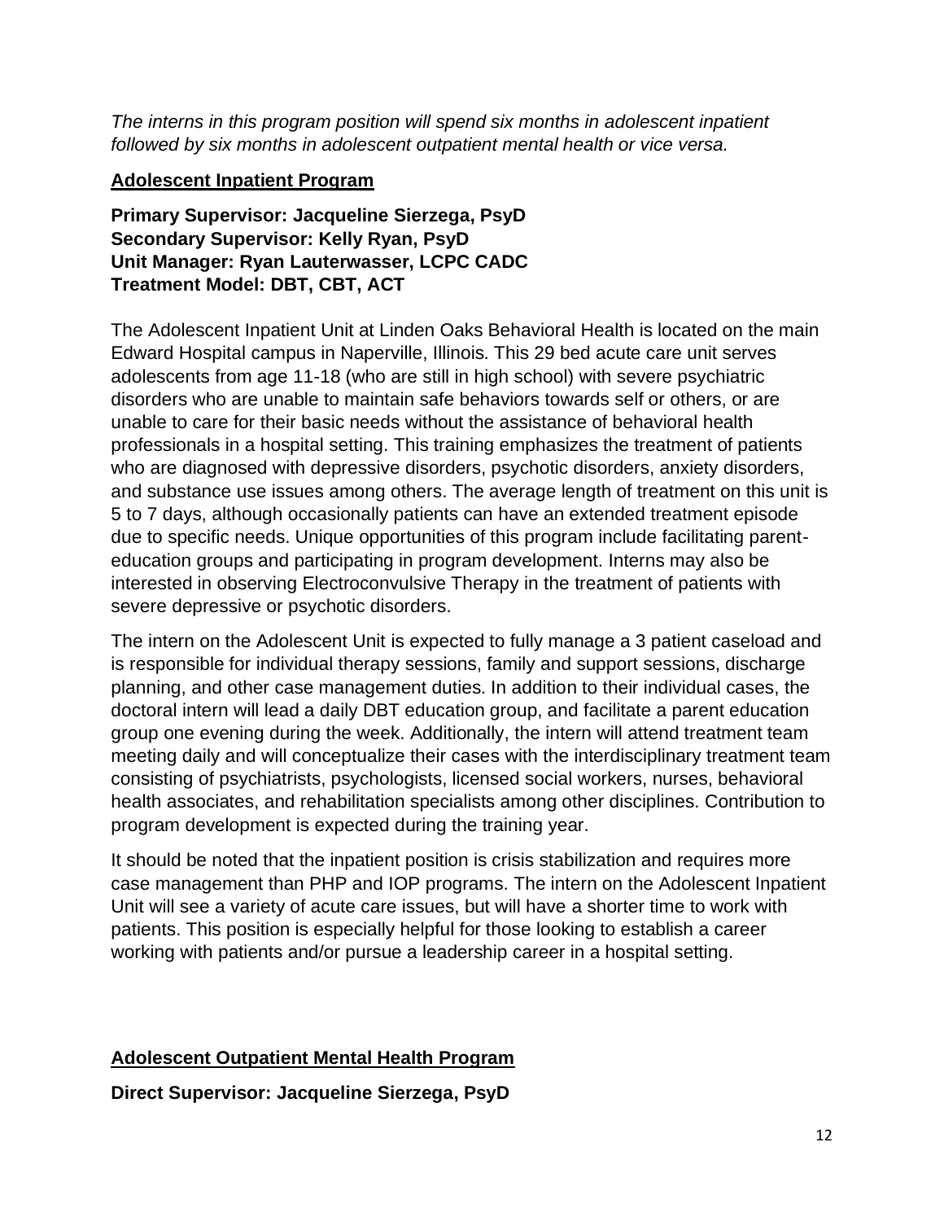*The interns in this program position will spend six months in adolescent inpatient followed by six months in adolescent outpatient mental health or vice versa.*

## Adolescent Inpatient Program

**Primary Supervisor: Jacqueline Sierzega, PsyD**
**Secondary Supervisor: Kelly Ryan, PsyD**
**Unit Manager: Ryan Lauterwasser, LCPC CADC**
**Treatment Model: DBT, CBT, ACT**

The Adolescent Inpatient Unit at Linden Oaks Behavioral Health is located on the main Edward Hospital campus in Naperville, Illinois. This 29 bed acute care unit serves adolescents from age 11-18 (who are still in high school) with severe psychiatric disorders who are unable to maintain safe behaviors towards self or others, or are unable to care for their basic needs without the assistance of behavioral health professionals in a hospital setting. This training emphasizes the treatment of patients who are diagnosed with depressive disorders, psychotic disorders, anxiety disorders, and substance use issues among others. The average length of treatment on this unit is 5 to 7 days, although occasionally patients can have an extended treatment episode due to specific needs. Unique opportunities of this program include facilitating parent-education groups and participating in program development. Interns may also be interested in observing Electroconvulsive Therapy in the treatment of patients with severe depressive or psychotic disorders.

The intern on the Adolescent Unit is expected to fully manage a 3 patient caseload and is responsible for individual therapy sessions, family and support sessions, discharge planning, and other case management duties. In addition to their individual cases, the doctoral intern will lead a daily DBT education group, and facilitate a parent education group one evening during the week. Additionally, the intern will attend treatment team meeting daily and will conceptualize their cases with the interdisciplinary treatment team consisting of psychiatrists, psychologists, licensed social workers, nurses, behavioral health associates, and rehabilitation specialists among other disciplines. Contribution to program development is expected during the training year.

It should be noted that the inpatient position is crisis stabilization and requires more case management than PHP and IOP programs. The intern on the Adolescent Inpatient Unit will see a variety of acute care issues, but will have a shorter time to work with patients. This position is especially helpful for those looking to establish a career working with patients and/or pursue a leadership career in a hospital setting.

## Adolescent Outpatient Mental Health Program

**Direct Supervisor: Jacqueline Sierzega, PsyD**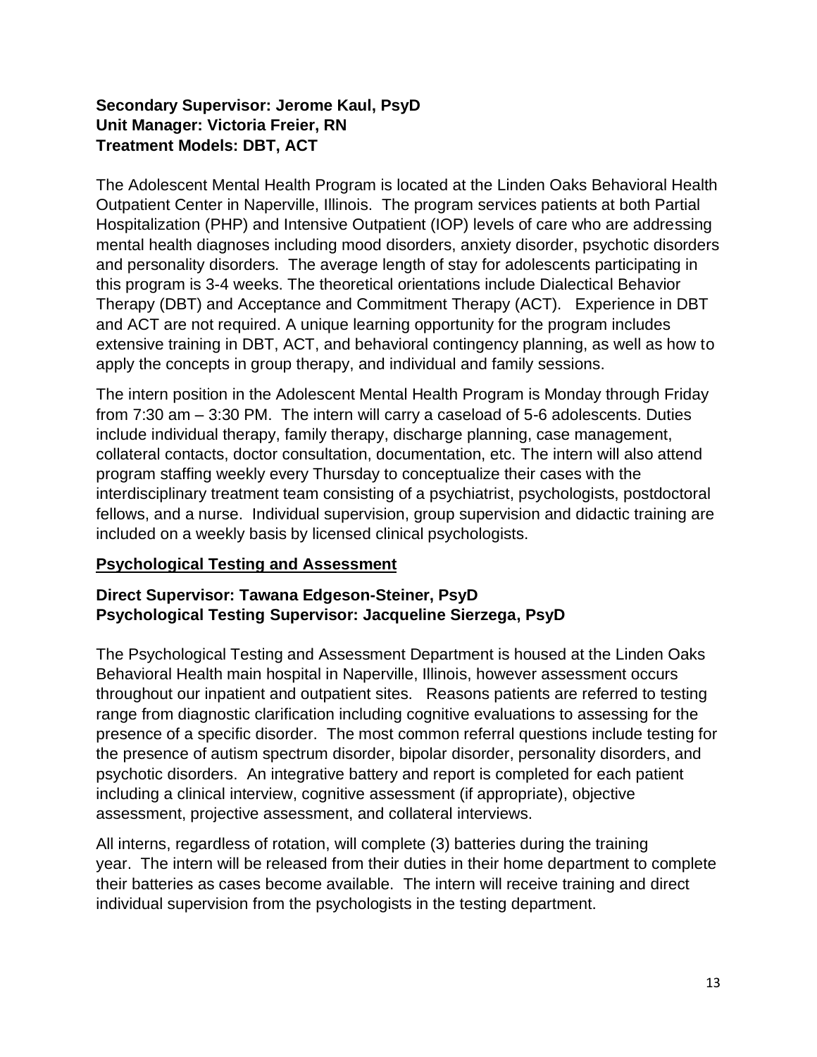**Secondary Supervisor: Jerome Kaul, PsyD**
**Unit Manager: Victoria Freier, RN**
**Treatment Models: DBT, ACT**

The Adolescent Mental Health Program is located at the Linden Oaks Behavioral Health Outpatient Center in Naperville, Illinois. The program services patients at both Partial Hospitalization (PHP) and Intensive Outpatient (IOP) levels of care who are addressing mental health diagnoses including mood disorders, anxiety disorder, psychotic disorders and personality disorders. The average length of stay for adolescents participating in this program is 3-4 weeks. The theoretical orientations include Dialectical Behavior Therapy (DBT) and Acceptance and Commitment Therapy (ACT). Experience in DBT and ACT are not required. A unique learning opportunity for the program includes extensive training in DBT, ACT, and behavioral contingency planning, as well as how to apply the concepts in group therapy, and individual and family sessions.

The intern position in the Adolescent Mental Health Program is Monday through Friday from 7:30 am – 3:30 PM. The intern will carry a caseload of 5-6 adolescents. Duties include individual therapy, family therapy, discharge planning, case management, collateral contacts, doctor consultation, documentation, etc. The intern will also attend program staffing weekly every Thursday to conceptualize their cases with the interdisciplinary treatment team consisting of a psychiatrist, psychologists, postdoctoral fellows, and a nurse. Individual supervision, group supervision and didactic training are included on a weekly basis by licensed clinical psychologists.

## Psychological Testing and Assessment

**Direct Supervisor: Tawana Edgeson-Steiner, PsyD**
**Psychological Testing Supervisor: Jacqueline Sierzega, PsyD**

The Psychological Testing and Assessment Department is housed at the Linden Oaks Behavioral Health main hospital in Naperville, Illinois, however assessment occurs throughout our inpatient and outpatient sites. Reasons patients are referred to testing range from diagnostic clarification including cognitive evaluations to assessing for the presence of a specific disorder. The most common referral questions include testing for the presence of autism spectrum disorder, bipolar disorder, personality disorders, and psychotic disorders. An integrative battery and report is completed for each patient including a clinical interview, cognitive assessment (if appropriate), objective assessment, projective assessment, and collateral interviews.

All interns, regardless of rotation, will complete (3) batteries during the training year. The intern will be released from their duties in their home department to complete their batteries as cases become available. The intern will receive training and direct individual supervision from the psychologists in the testing department.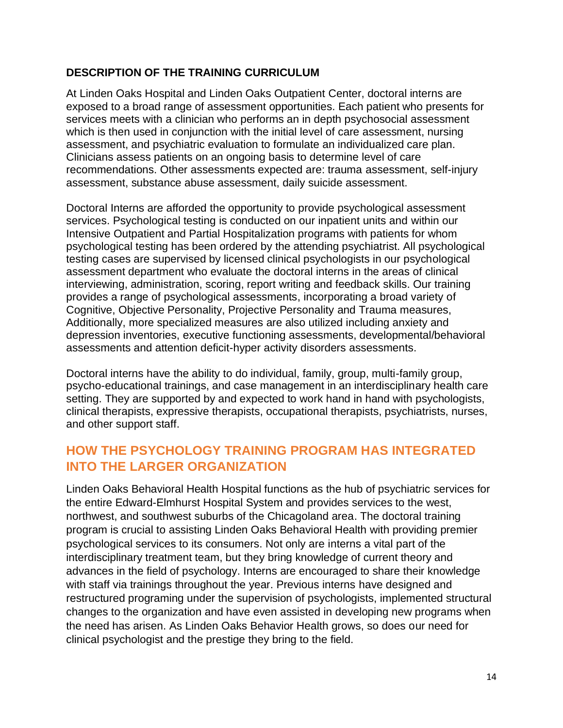**DESCRIPTION OF THE TRAINING CURRICULUM**

At Linden Oaks Hospital and Linden Oaks Outpatient Center, doctoral interns are exposed to a broad range of assessment opportunities. Each patient who presents for services meets with a clinician who performs an in depth psychosocial assessment which is then used in conjunction with the initial level of care assessment, nursing assessment, and psychiatric evaluation to formulate an individualized care plan. Clinicians assess patients on an ongoing basis to determine level of care recommendations. Other assessments expected are: trauma assessment, self-injury assessment, substance abuse assessment, daily suicide assessment.

Doctoral Interns are afforded the opportunity to provide psychological assessment services. Psychological testing is conducted on our inpatient units and within our Intensive Outpatient and Partial Hospitalization programs with patients for whom psychological testing has been ordered by the attending psychiatrist. All psychological testing cases are supervised by licensed clinical psychologists in our psychological assessment department who evaluate the doctoral interns in the areas of clinical interviewing, administration, scoring, report writing and feedback skills. Our training provides a range of psychological assessments, incorporating a broad variety of Cognitive, Objective Personality, Projective Personality and Trauma measures, Additionally, more specialized measures are also utilized including anxiety and depression inventories, executive functioning assessments, developmental/behavioral assessments and attention deficit-hyper activity disorders assessments.

Doctoral interns have the ability to do individual, family, group, multi-family group, psycho-educational trainings, and case management in an interdisciplinary health care setting. They are supported by and expected to work hand in hand with psychologists, clinical therapists, expressive therapists, occupational therapists, psychiatrists, nurses, and other support staff.

## HOW THE PSYCHOLOGY TRAINING PROGRAM HAS INTEGRATED INTO THE LARGER ORGANIZATION

Linden Oaks Behavioral Health Hospital functions as the hub of psychiatric services for the entire Edward-Elmhurst Hospital System and provides services to the west, northwest, and southwest suburbs of the Chicagoland area. The doctoral training program is crucial to assisting Linden Oaks Behavioral Health with providing premier psychological services to its consumers. Not only are interns a vital part of the interdisciplinary treatment team, but they bring knowledge of current theory and advances in the field of psychology. Interns are encouraged to share their knowledge with staff via trainings throughout the year. Previous interns have designed and restructured programing under the supervision of psychologists, implemented structural changes to the organization and have even assisted in developing new programs when the need has arisen. As Linden Oaks Behavior Health grows, so does our need for clinical psychologist and the prestige they bring to the field.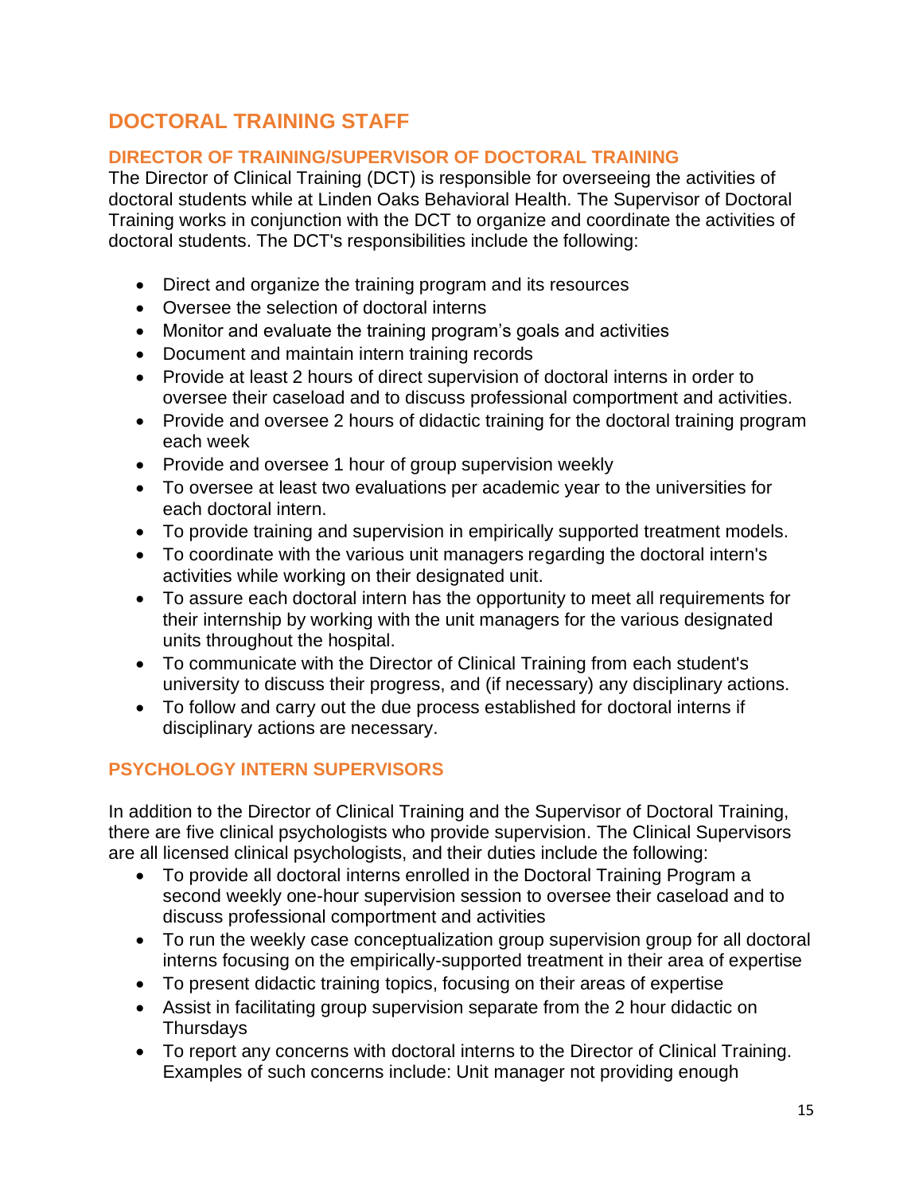## DOCTORAL TRAINING STAFF

### DIRECTOR OF TRAINING/SUPERVISOR OF DOCTORAL TRAINING

The Director of Clinical Training (DCT) is responsible for overseeing the activities of doctoral students while at Linden Oaks Behavioral Health. The Supervisor of Doctoral Training works in conjunction with the DCT to organize and coordinate the activities of doctoral students. The DCT's responsibilities include the following:

- Direct and organize the training program and its resources
- Oversee the selection of doctoral interns
- Monitor and evaluate the training program's goals and activities
- Document and maintain intern training records
- Provide at least 2 hours of direct supervision of doctoral interns in order to oversee their caseload and to discuss professional comportment and activities.
- Provide and oversee 2 hours of didactic training for the doctoral training program each week
- Provide and oversee 1 hour of group supervision weekly
- To oversee at least two evaluations per academic year to the universities for each doctoral intern.
- To provide training and supervision in empirically supported treatment models.
- To coordinate with the various unit managers regarding the doctoral intern's activities while working on their designated unit.
- To assure each doctoral intern has the opportunity to meet all requirements for their internship by working with the unit managers for the various designated units throughout the hospital.
- To communicate with the Director of Clinical Training from each student's university to discuss their progress, and (if necessary) any disciplinary actions.
- To follow and carry out the due process established for doctoral interns if disciplinary actions are necessary.

### PSYCHOLOGY INTERN SUPERVISORS

In addition to the Director of Clinical Training and the Supervisor of Doctoral Training, there are five clinical psychologists who provide supervision. The Clinical Supervisors are all licensed clinical psychologists, and their duties include the following:

- To provide all doctoral interns enrolled in the Doctoral Training Program a second weekly one-hour supervision session to oversee their caseload and to discuss professional comportment and activities
- To run the weekly case conceptualization group supervision group for all doctoral interns focusing on the empirically-supported treatment in their area of expertise
- To present didactic training topics, focusing on their areas of expertise
- Assist in facilitating group supervision separate from the 2 hour didactic on Thursdays
- To report any concerns with doctoral interns to the Director of Clinical Training. Examples of such concerns include: Unit manager not providing enough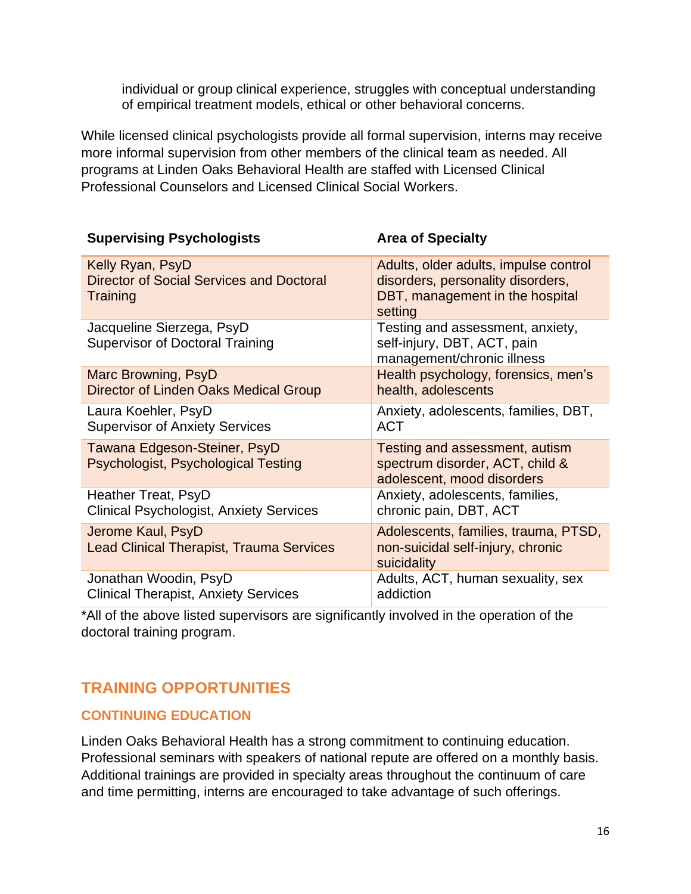individual or group clinical experience, struggles with conceptual understanding of empirical treatment models, ethical or other behavioral concerns.

While licensed clinical psychologists provide all formal supervision, interns may receive more informal supervision from other members of the clinical team as needed. All programs at Linden Oaks Behavioral Health are staffed with Licensed Clinical Professional Counselors and Licensed Clinical Social Workers.

| Supervising Psychologists | Area of Specialty |
|---|---|
| Kelly Ryan, PsyD<br>Director of Social Services and Doctoral Training | Adults, older adults, impulse control disorders, personality disorders, DBT, management in the hospital setting |
| Jacqueline Sierzega, PsyD<br>Supervisor of Doctoral Training | Testing and assessment, anxiety, self-injury, DBT, ACT, pain management/chronic illness |
| Marc Browning, PsyD<br>Director of Linden Oaks Medical Group | Health psychology, forensics, men's health, adolescents |
| Laura Koehler, PsyD<br>Supervisor of Anxiety Services | Anxiety, adolescents, families, DBT, ACT |
| Tawana Edgeson-Steiner, PsyD<br>Psychologist, Psychological Testing | Testing and assessment, autism spectrum disorder, ACT, child & adolescent, mood disorders |
| Heather Treat, PsyD<br>Clinical Psychologist, Anxiety Services | Anxiety, adolescents, families, chronic pain, DBT, ACT |
| Jerome Kaul, PsyD<br>Lead Clinical Therapist, Trauma Services | Adolescents, families, trauma, PTSD, non-suicidal self-injury, chronic suicidality |
| Jonathan Woodin, PsyD<br>Clinical Therapist, Anxiety Services | Adults, ACT, human sexuality, sex addiction |

*All of the above listed supervisors are significantly involved in the operation of the doctoral training program.

## TRAINING OPPORTUNITIES

### CONTINUING EDUCATION

Linden Oaks Behavioral Health has a strong commitment to continuing education. Professional seminars with speakers of national repute are offered on a monthly basis. Additional trainings are provided in specialty areas throughout the continuum of care and time permitting, interns are encouraged to take advantage of such offerings.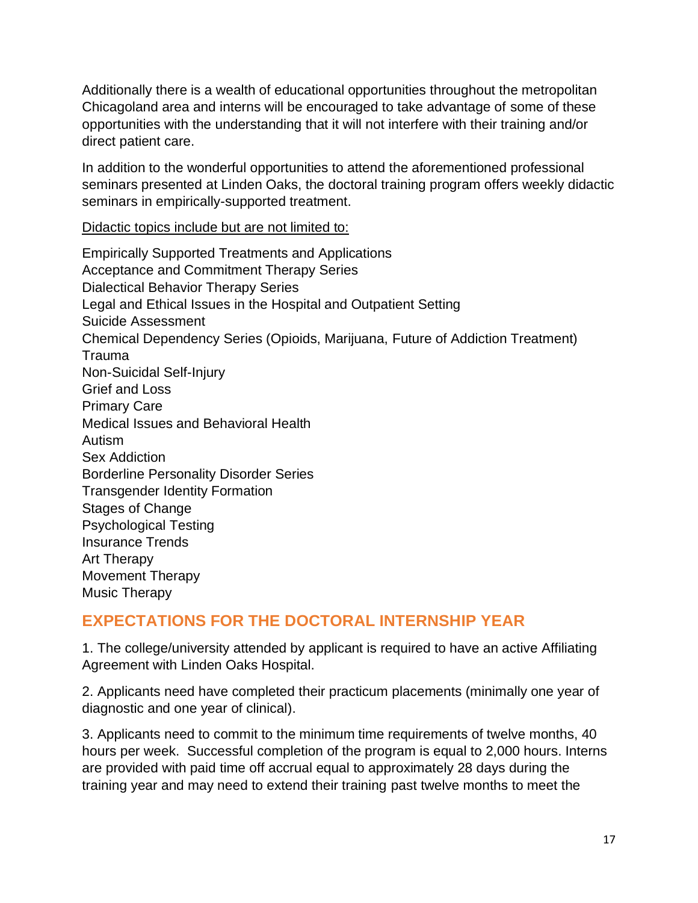Additionally there is a wealth of educational opportunities throughout the metropolitan Chicagoland area and interns will be encouraged to take advantage of some of these opportunities with the understanding that it will not interfere with their training and/or direct patient care.

In addition to the wonderful opportunities to attend the aforementioned professional seminars presented at Linden Oaks, the doctoral training program offers weekly didactic seminars in empirically-supported treatment.

<u>Didactic topics include but are not limited to:</u>

Empirically Supported Treatments and Applications
Acceptance and Commitment Therapy Series
Dialectical Behavior Therapy Series
Legal and Ethical Issues in the Hospital and Outpatient Setting
Suicide Assessment
Chemical Dependency Series (Opioids, Marijuana, Future of Addiction Treatment)
Trauma
Non-Suicidal Self-Injury
Grief and Loss
Primary Care
Medical Issues and Behavioral Health
Autism
Sex Addiction
Borderline Personality Disorder Series
Transgender Identity Formation
Stages of Change
Psychological Testing
Insurance Trends
Art Therapy
Movement Therapy
Music Therapy

## EXPECTATIONS FOR THE DOCTORAL INTERNSHIP YEAR

1. The college/university attended by applicant is required to have an active Affiliating Agreement with Linden Oaks Hospital.

2. Applicants need have completed their practicum placements (minimally one year of diagnostic and one year of clinical).

3. Applicants need to commit to the minimum time requirements of twelve months, 40 hours per week. Successful completion of the program is equal to 2,000 hours. Interns are provided with paid time off accrual equal to approximately 28 days during the training year and may need to extend their training past twelve months to meet the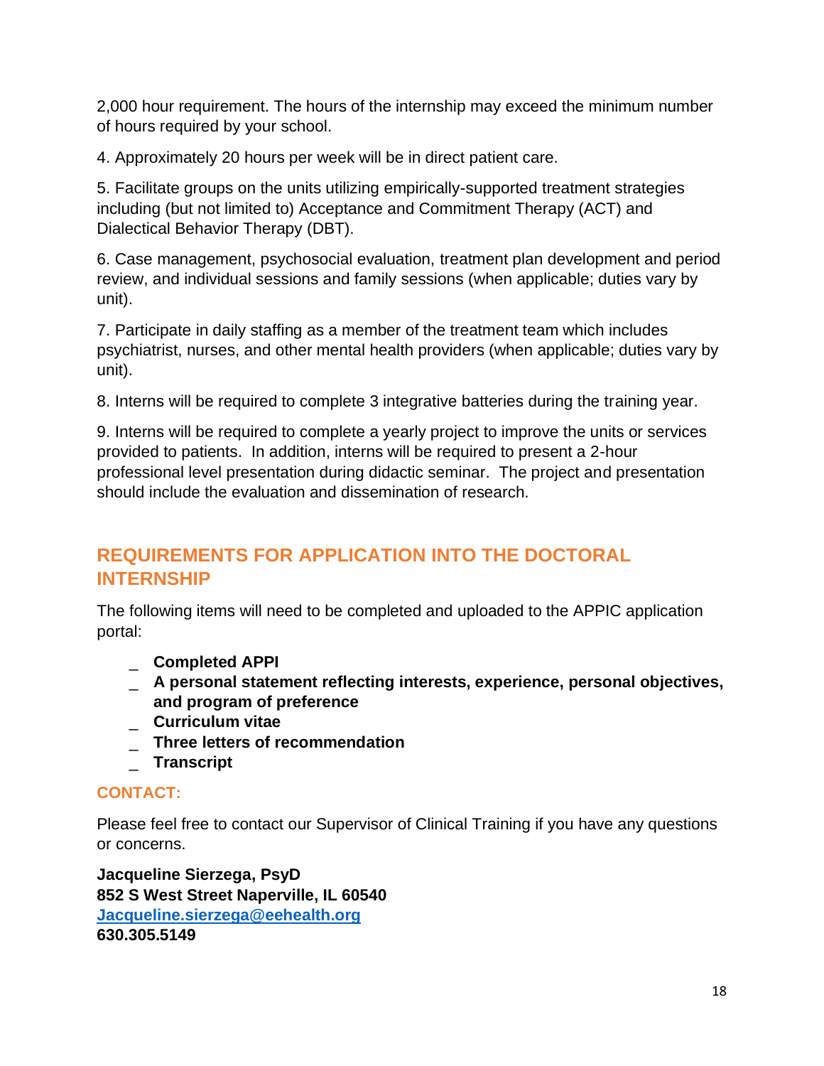2,000 hour requirement. The hours of the internship may exceed the minimum number of hours required by your school.

4. Approximately 20 hours per week will be in direct patient care.

5. Facilitate groups on the units utilizing empirically-supported treatment strategies including (but not limited to) Acceptance and Commitment Therapy (ACT) and Dialectical Behavior Therapy (DBT).

6. Case management, psychosocial evaluation, treatment plan development and period review, and individual sessions and family sessions (when applicable; duties vary by unit).

7. Participate in daily staffing as a member of the treatment team which includes psychiatrist, nurses, and other mental health providers (when applicable; duties vary by unit).

8. Interns will be required to complete 3 integrative batteries during the training year.

9. Interns will be required to complete a yearly project to improve the units or services provided to patients. In addition, interns will be required to present a 2-hour professional level presentation during didactic seminar. The project and presentation should include the evaluation and dissemination of research.

## REQUIREMENTS FOR APPLICATION INTO THE DOCTORAL INTERNSHIP

The following items will need to be completed and uploaded to the APPIC application portal:

- _ **Completed APPI**
- _ **A personal statement reflecting interests, experience, personal objectives, and program of preference**
- _ **Curriculum vitae**
- _ **Three letters of recommendation**
- _ **Transcript**

### CONTACT:

Please feel free to contact our Supervisor of Clinical Training if you have any questions or concerns.

**Jacqueline Sierzega, PsyD**
**852 S West Street Naperville, IL 60540**
**Jacqueline.sierzega@eehealth.org**
**630.305.5149**